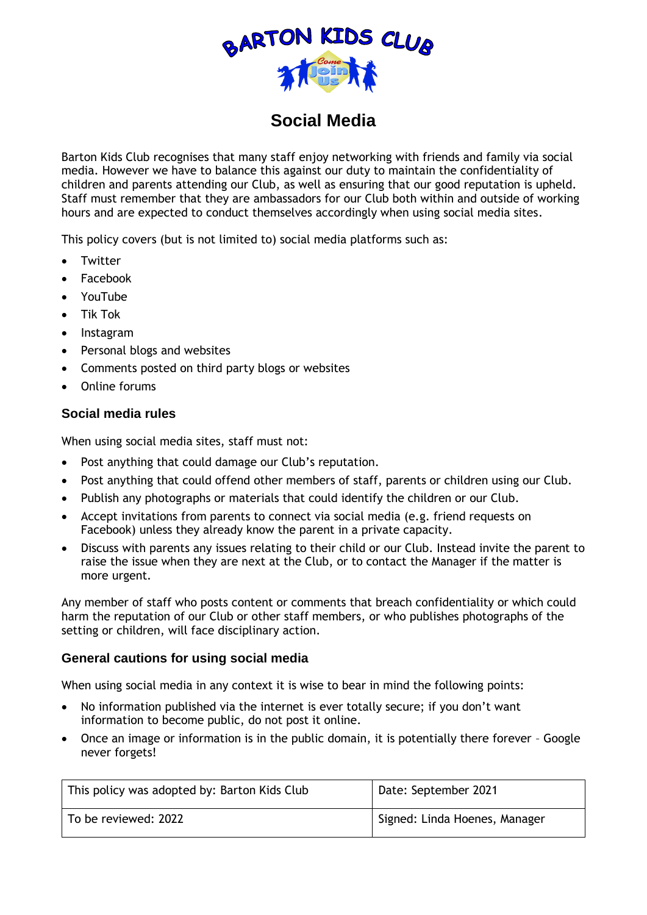# Social Media

Barton Kids Club recognises that many staff enjoy networking with friends and family via social media. However we have to balance this against our duty to maintain the confidentiality of children and parents attending our Club, as well as ensuring that our good reputation is upheld. Staff must remember that they are ambassadors for our Club both within and outside of working hours and are expected to conduct themselves accordingly when using social media sites.

This policy covers (but is not limited to) social media platforms such as:

- Twitter
- Facebook
- YouTube
- Tik Tok
- Instagram
- Personal blogs and websites
- Comments posted on third party blogs or websites
- Online forums

### Social media rules

When using social media sites, staff must not:

- Post anything that could damage our Club's reputation.
- Post anything that could offend other members of staff, parents or children using our Club.
- Publish any photographs or materials that could identify the children or our Club.
- Accept invitations from parents to connect via social media (e.g. friend requests on Facebook) unless they already know the parent in a private capacity.
- Discuss with parents any issues relating to their child or our Club. Instead invite the parent to raise the issue when they are next at the Club, or to contact the Manager if the matter is more urgent.

Any member of staff who posts content or comments that breach confidentiality or which could harm the reputation of our Club or other staff members, or who publishes photographs of the setting or children, will face disciplinary action.

### General cautions for using social media

When using social media in any context it is wise to bear in mind the following points:

- No information published via the internet is ever totally secure; if you don't want information to become public, do not post it online.
- Once an image or information is in the public domain, it is potentially there forever – Google never forgets!

| This policy was adopted by: Barton Kids Club | Date: September 2021 |
|---|---|
| To be reviewed: 2022 | Signed: Linda Hoenes, Manager |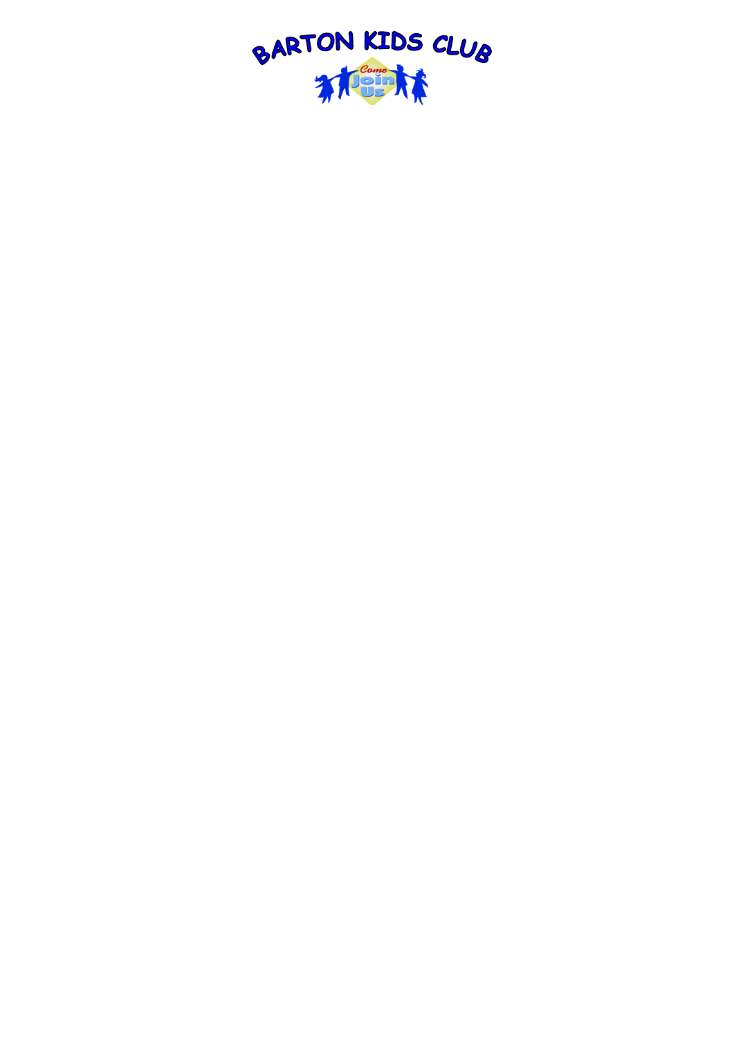# BARTON KIDS CLUB

Come Join Us